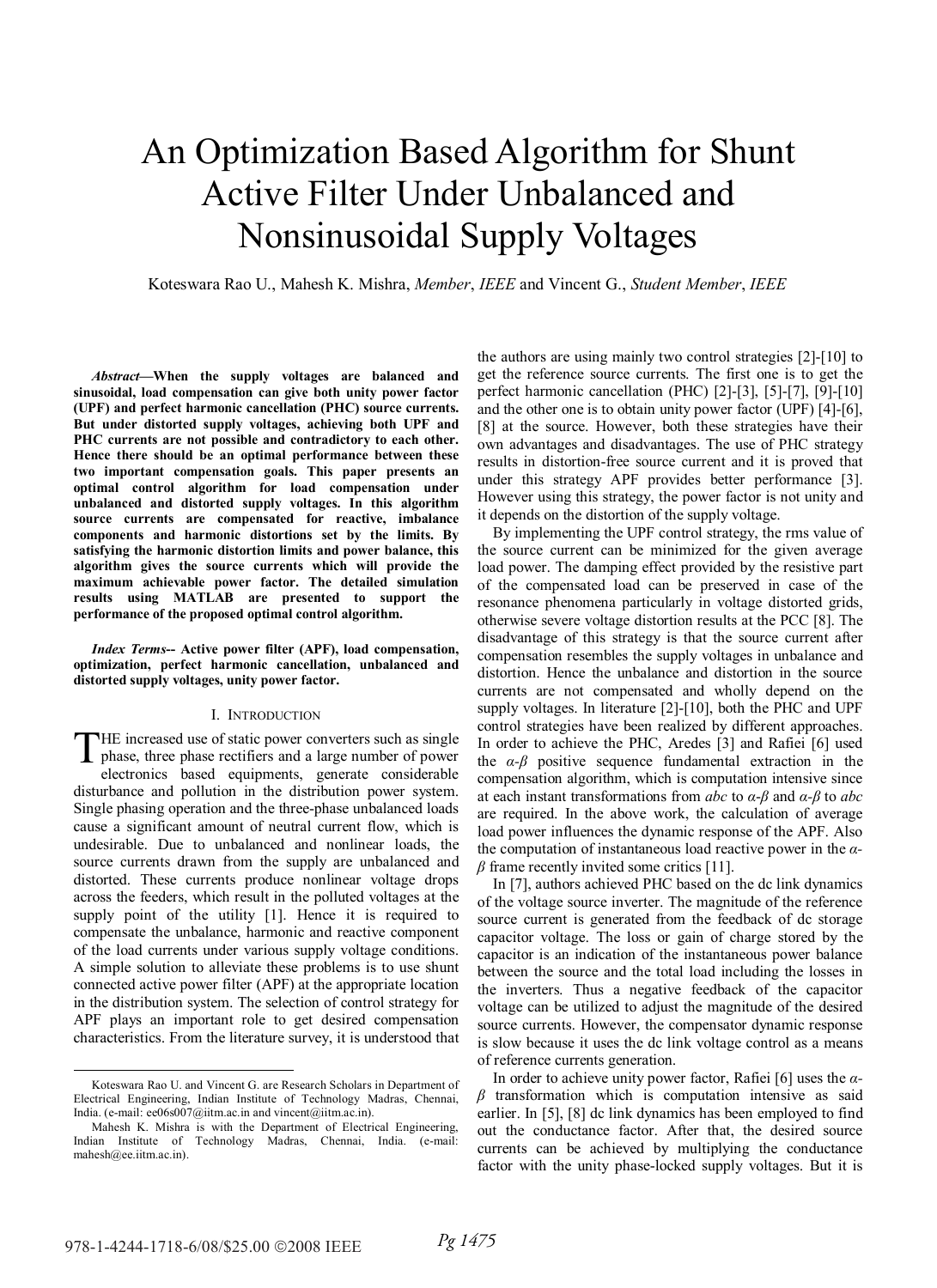# An Optimization Based Algorithm for Shunt Active Filter Under Unbalanced and Nonsinusoidal Supply Voltages

Koteswara Rao U., Mahesh K. Mishra, *Member*, *IEEE* and Vincent G., *Student Member*, *IEEE*

***Abstract*—When the supply voltages are balanced and sinusoidal, load compensation can give both unity power factor (UPF) and perfect harmonic cancellation (PHC) source currents. But under distorted supply voltages, achieving both UPF and PHC currents are not possible and contradictory to each other. Hence there should be an optimal performance between these two important compensation goals. This paper presents an optimal control algorithm for load compensation under unbalanced and distorted supply voltages. In this algorithm source currents are compensated for reactive, imbalance components and harmonic distortions set by the limits. By satisfying the harmonic distortion limits and power balance, this algorithm gives the source currents which will provide the maximum achievable power factor. The detailed simulation results using MATLAB are presented to support the performance of the proposed optimal control algorithm.**

***Index Terms*-- Active power filter (APF), load compensation, optimization, perfect harmonic cancellation, unbalanced and distorted supply voltages, unity power factor.**

## I. Introduction

The increased use of static power converters such as single phase, three phase rectifiers and a large number of power electronics based equipments, generate considerable disturbance and pollution in the distribution power system. Single phasing operation and the three-phase unbalanced loads cause a significant amount of neutral current flow, which is undesirable. Due to unbalanced and nonlinear loads, the source currents drawn from the supply are unbalanced and distorted. These currents produce nonlinear voltage drops across the feeders, which result in the polluted voltages at the supply point of the utility [1]. Hence it is required to compensate the unbalance, harmonic and reactive component of the load currents under various supply voltage conditions. A simple solution to alleviate these problems is to use shunt connected active power filter (APF) at the appropriate location in the distribution system. The selection of control strategy for APF plays an important role to get desired compensation characteristics. From the literature survey, it is understood that the authors are using mainly two control strategies [2]-[10] to get the reference source currents. The first one is to get the perfect harmonic cancellation (PHC) [2]-[3], [5]-[7], [9]-[10] and the other one is to obtain unity power factor (UPF) [4]-[6], [8] at the source. However, both these strategies have their own advantages and disadvantages. The use of PHC strategy results in distortion-free source current and it is proved that under this strategy APF provides better performance [3]. However using this strategy, the power factor is not unity and it depends on the distortion of the supply voltage.

By implementing the UPF control strategy, the rms value of the source current can be minimized for the given average load power. The damping effect provided by the resistive part of the compensated load can be preserved in case of the resonance phenomena particularly in voltage distorted grids, otherwise severe voltage distortion results at the PCC [8]. The disadvantage of this strategy is that the source current after compensation resembles the supply voltages in unbalance and distortion. Hence the unbalance and distortion in the source currents are not compensated and wholly depend on the supply voltages. In literature [2]-[10], both the PHC and UPF control strategies have been realized by different approaches. In order to achieve the PHC, Aredes [3] and Rafiei [6] used the $\alpha$-$\beta$ positive sequence fundamental extraction in the compensation algorithm, which is computation intensive since at each instant transformations from *abc* to $\alpha$-$\beta$ and $\alpha$-$\beta$ to *abc* are required. In the above work, the calculation of average load power influences the dynamic response of the APF. Also the computation of instantaneous load reactive power in the $\alpha$-$\beta$ frame recently invited some critics [11].

In [7], authors achieved PHC based on the dc link dynamics of the voltage source inverter. The magnitude of the reference source current is generated from the feedback of dc storage capacitor voltage. The loss or gain of charge stored by the capacitor is an indication of the instantaneous power balance between the source and the total load including the losses in the inverters. Thus a negative feedback of the capacitor voltage can be utilized to adjust the magnitude of the desired source currents. However, the compensator dynamic response is slow because it uses the dc link voltage control as a means of reference currents generation.

In order to achieve unity power factor, Rafiei [6] uses the $\alpha$-$\beta$ transformation which is computation intensive as said earlier. In [5], [8] dc link dynamics has been employed to find out the conductance factor. After that, the desired source currents can be achieved by multiplying the conductance factor with the unity phase-locked supply voltages. But it is

Koteswara Rao U. and Vincent G. are Research Scholars in Department of Electrical Engineering, Indian Institute of Technology Madras, Chennai, India. (e-mail: ee06s007@iitm.ac.in and vincent@iitm.ac.in).

Mahesh K. Mishra is with the Department of Electrical Engineering, Indian Institute of Technology Madras, Chennai, India. (e-mail: mahesh@ee.iitm.ac.in).

978-1-4244-1718-6/08/$25.00 ©2008 IEEE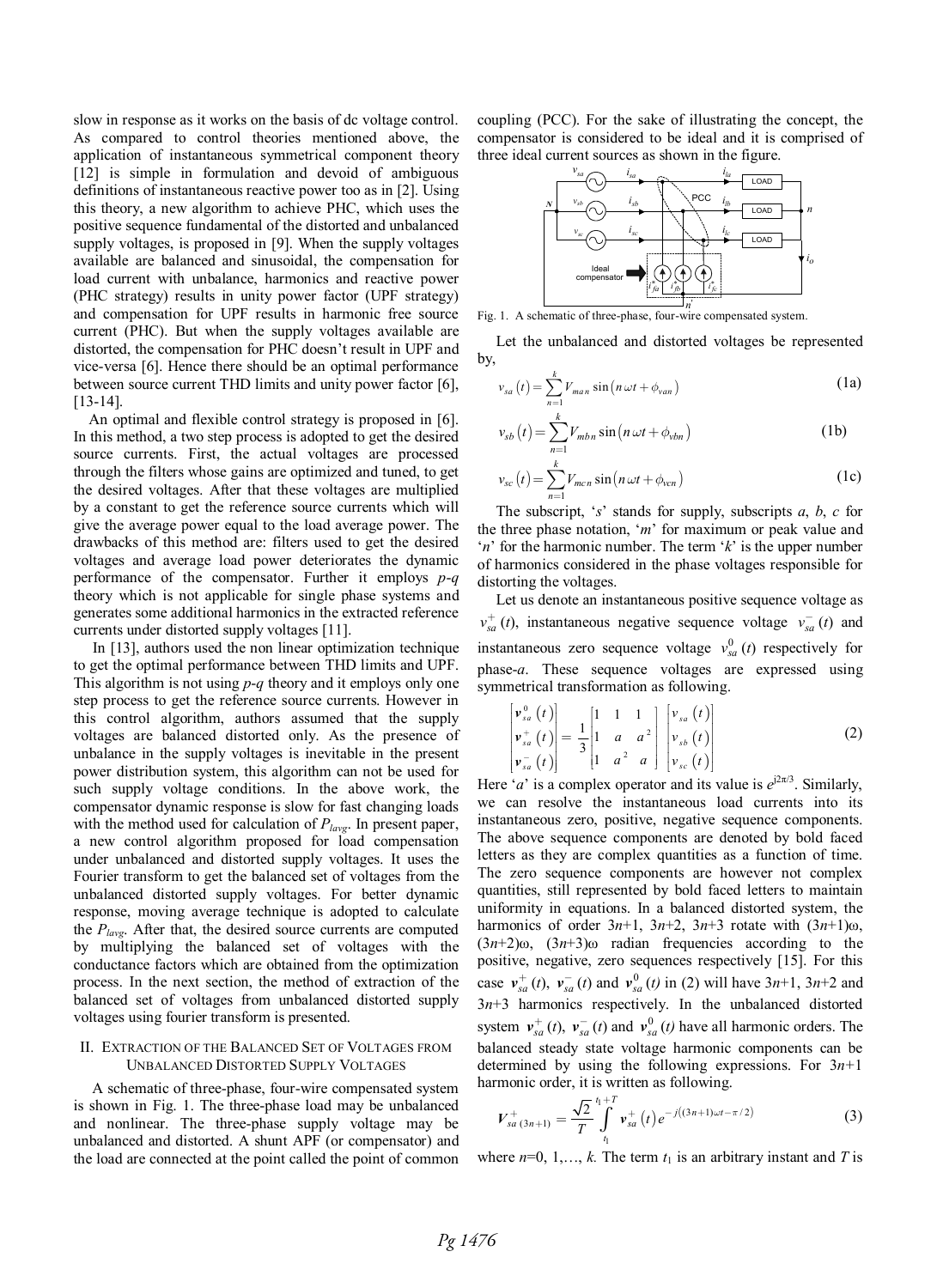slow in response as it works on the basis of dc voltage control. As compared to control theories mentioned above, the application of instantaneous symmetrical component theory [12] is simple in formulation and devoid of ambiguous definitions of instantaneous reactive power too as in [2]. Using this theory, a new algorithm to achieve PHC, which uses the positive sequence fundamental of the distorted and unbalanced supply voltages, is proposed in [9]. When the supply voltages available are balanced and sinusoidal, the compensation for load current with unbalance, harmonics and reactive power (PHC strategy) results in unity power factor (UPF strategy) and compensation for UPF results in harmonic free source current (PHC). But when the supply voltages available are distorted, the compensation for PHC doesn't result in UPF and vice-versa [6]. Hence there should be an optimal performance between source current THD limits and unity power factor [6], [13-14].

An optimal and flexible control strategy is proposed in [6]. In this method, a two step process is adopted to get the desired source currents. First, the actual voltages are processed through the filters whose gains are optimized and tuned, to get the desired voltages. After that these voltages are multiplied by a constant to get the reference source currents which will give the average power equal to the load average power. The drawbacks of this method are: filters used to get the desired voltages and average load power deteriorates the dynamic performance of the compensator. Further it employs *p-q* theory which is not applicable for single phase systems and generates some additional harmonics in the extracted reference currents under distorted supply voltages [11].

In [13], authors used the non linear optimization technique to get the optimal performance between THD limits and UPF. This algorithm is not using *p-q* theory and it employs only one step process to get the reference source currents. However in this control algorithm, authors assumed that the supply voltages are balanced distorted only. As the presence of unbalance in the supply voltages is inevitable in the present power distribution system, this algorithm can not be used for such supply voltage conditions. In the above work, the compensator dynamic response is slow for fast changing loads with the method used for calculation of $P_{lavg}$. In present paper, a new control algorithm proposed for load compensation under unbalanced and distorted supply voltages. It uses the Fourier transform to get the balanced set of voltages from the unbalanced distorted supply voltages. For better dynamic response, moving average technique is adopted to calculate the $P_{lavg}$. After that, the desired source currents are computed by multiplying the balanced set of voltages with the conductance factors which are obtained from the optimization process. In the next section, the method of extraction of the balanced set of voltages from unbalanced distorted supply voltages using fourier transform is presented.

## II. Extraction of the Balanced Set of Voltages from Unbalanced Distorted Supply Voltages

A schematic of three-phase, four-wire compensated system is shown in Fig. 1. The three-phase load may be unbalanced and nonlinear. The three-phase supply voltage may be unbalanced and distorted. A shunt APF (or compensator) and the load are connected at the point called the point of common coupling (PCC). For the sake of illustrating the concept, the compensator is considered to be ideal and it is comprised of three ideal current sources as shown in the figure.

Fig. 1. A schematic of three-phase, four-wire compensated system.

Let the unbalanced and distorted voltages be represented by,

$$v_{sa}(t) = \sum_{n=1}^{k} V_{man} \sin(n\,\omega t + \phi_{van}) \tag{1a}$$

$$v_{sb}(t) = \sum_{n=1}^{k} V_{mbn} \sin(n\,\omega t + \phi_{vbn}) \tag{1b}$$

$$v_{sc}(t) = \sum_{n=1}^{k} V_{mcn} \sin(n\,\omega t + \phi_{vcn}) \tag{1c}$$

The subscript, '*s*' stands for supply, subscripts *a*, *b*, *c* for the three phase notation, '*m*' for maximum or peak value and '*n*' for the harmonic number. The term '*k*' is the upper number of harmonics considered in the phase voltages responsible for distorting the voltages.

Let us denote an instantaneous positive sequence voltage as $v_{sa}^{+}(t)$, instantaneous negative sequence voltage $v_{sa}^{-}(t)$ and instantaneous zero sequence voltage $v_{sa}^{0}(t)$ respectively for phase-*a*. These sequence voltages are expressed using symmetrical transformation as following.

$$\begin{bmatrix} \mathbf{v}_{sa}^{0}(t) \\ \mathbf{v}_{sa}^{+}(t) \\ \mathbf{v}_{sa}^{-}(t) \end{bmatrix} = \frac{1}{3}\begin{bmatrix} 1 & 1 & 1 \\ 1 & a & a^2 \\ 1 & a^2 & a \end{bmatrix} \begin{bmatrix} v_{sa}(t) \\ v_{sb}(t) \\ v_{sc}(t) \end{bmatrix} \tag{2}$$

Here '*a*' is a complex operator and its value is $e^{j2\pi/3}$. Similarly, we can resolve the instantaneous load currents into its instantaneous zero, positive, negative sequence components. The above sequence components are denoted by bold faced letters as they are complex quantities as a function of time. The zero sequence components are however not complex quantities, still represented by bold faced letters to maintain uniformity in equations. In a balanced distorted system, the harmonics of order 3*n*+1, 3*n*+2, 3*n*+3 rotate with $(3n+1)\omega$, $(3n+2)\omega$, $(3n+3)\omega$ radian frequencies according to the positive, negative, zero sequences respectively [15]. For this case $\mathbf{v}_{sa}^{+}(t)$, $\mathbf{v}_{sa}^{-}(t)$ and $\mathbf{v}_{sa}^{0}(t)$ in (2) will have 3*n*+1, 3*n*+2 and 3*n*+3 harmonics respectively. In the unbalanced distorted system $\mathbf{v}_{sa}^{+}(t)$, $\mathbf{v}_{sa}^{-}(t)$ and $\mathbf{v}_{sa}^{0}(t)$ have all harmonic orders. The balanced steady state voltage harmonic components can be determined by using the following expressions. For 3*n*+1 harmonic order, it is written as following.

$$\mathbf{V}_{sa\,(3n+1)}^{+} = \frac{\sqrt{2}}{T}\int_{t_1}^{t_1+T} \mathbf{v}_{sa}^{+}(t)\, e^{-j((3n+1)\omega t - \pi/2)} \tag{3}$$

where *n*=0, 1,…, *k*. The term $t_1$ is an arbitrary instant and *T* is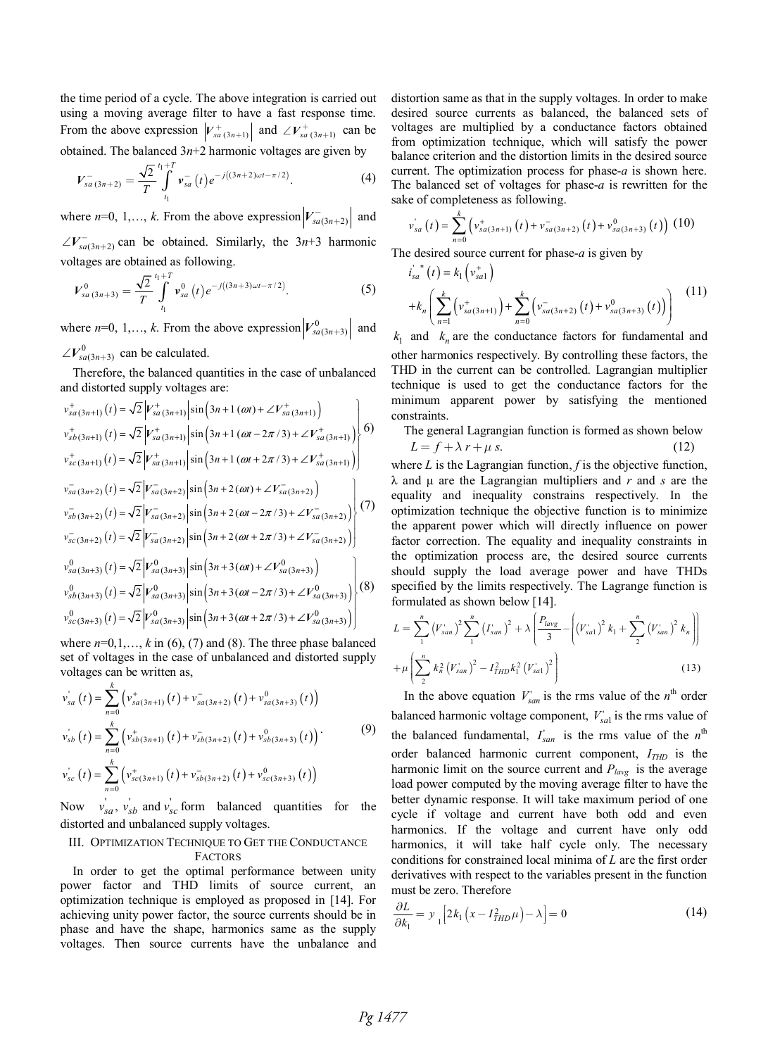the time period of a cycle. The above integration is carried out using a moving average filter to have a fast response time. From the above expression $\left|V^{+}_{sa\,(3n+1)}\right|$ and $\angle V^{+}_{sa\,(3n+1)}$ can be obtained. The balanced $3n$+2 harmonic voltages are given by

$$V^{-}_{sa\,(3n+2)} = \frac{\sqrt{2}}{T}\int_{t_1}^{t_1+T} v^{-}_{sa}\left(t\right)e^{-j\left((3n+2)\omega t-\pi/2\right)}. \quad (4)$$

where $n$=0, 1,…, $k$. From the above expression $\left|V^{-}_{sa(3n+2)}\right|$ and $\angle V^{-}_{sa(3n+2)}$ can be obtained. Similarly, the $3n$+3 harmonic voltages are obtained as following.

$$V^{0}_{sa\,(3n+3)} = \frac{\sqrt{2}}{T}\int_{t_1}^{t_1+T} v^{0}_{sa}\left(t\right)e^{-j\left((3n+3)\omega t-\pi/2\right)}. \quad (5)$$

where $n$=0, 1,…, $k$. From the above expression $\left|V^{0}_{sa(3n+3)}\right|$ and $\angle V^{0}_{sa(3n+3)}$ can be calculated.

Therefore, the balanced quantities in the case of unbalanced and distorted supply voltages are:

$$\left.\begin{aligned}
v^{+}_{sa\,(3n+1)}\left(t\right) &= \sqrt{2}\left|V^{+}_{sa\,(3n+1)}\right|\sin\left(3n+1\,(\omega t)+\angle V^{+}_{sa\,(3n+1)}\right)\\
v^{+}_{sb\,(3n+1)}\left(t\right) &= \sqrt{2}\left|V^{+}_{sa\,(3n+1)}\right|\sin\left(3n+1\,(\omega t-2\pi/3)+\angle V^{+}_{sa\,(3n+1)}\right)\\
v^{+}_{sc\,(3n+1)}\left(t\right) &= \sqrt{2}\left|V^{+}_{sa\,(3n+1)}\right|\sin\left(3n+1\,(\omega t+2\pi/3)+\angle V^{+}_{sa\,(3n+1)}\right)
\end{aligned}\right\} \quad (6)$$

$$\left.\begin{aligned}
v^{-}_{sa\,(3n+2)}\left(t\right) &= \sqrt{2}\left|V^{-}_{sa\,(3n+2)}\right|\sin\left(3n+2\,(\omega t)+\angle V^{-}_{sa\,(3n+2)}\right)\\
v^{-}_{sb\,(3n+2)}\left(t\right) &= \sqrt{2}\left|V^{-}_{sa\,(3n+2)}\right|\sin\left(3n+2\,(\omega t-2\pi/3)+\angle V^{-}_{sa\,(3n+2)}\right)\\
v^{-}_{sc\,(3n+2)}\left(t\right) &= \sqrt{2}\left|V^{-}_{sa\,(3n+2)}\right|\sin\left(3n+2\,(\omega t+2\pi/3)+\angle V^{-}_{sa\,(3n+2)}\right)
\end{aligned}\right\} \quad (7)$$

$$\left.\begin{aligned}
v^{0}_{sa(3n+3)}\left(t\right) &= \sqrt{2}\left|V^{0}_{sa(3n+3)}\right|\sin\left(3n+3(\omega t)+\angle V^{0}_{sa(3n+3)}\right)\\
v^{0}_{sb(3n+3)}\left(t\right) &= \sqrt{2}\left|V^{0}_{sa(3n+3)}\right|\sin\left(3n+3(\omega t-2\pi/3)+\angle V^{0}_{sa(3n+3)}\right)\\
v^{0}_{sc(3n+3)}\left(t\right) &= \sqrt{2}\left|V^{0}_{sa(3n+3)}\right|\sin\left(3n+3(\omega t+2\pi/3)+\angle V^{0}_{sa(3n+3)}\right)
\end{aligned}\right\} \quad (8)$$

where $n$=0,1,…, $k$ in (6), (7) and (8). The three phase balanced set of voltages in the case of unbalanced and distorted supply voltages can be written as,

$$\begin{aligned}
v^{'}_{sa}\left(t\right) &= \sum_{n=0}^{k}\left(v^{+}_{sa(3n+1)}\left(t\right)+v^{-}_{sa(3n+2)}\left(t\right)+v^{0}_{sa(3n+3)}\left(t\right)\right)\\
v^{'}_{sb}\left(t\right) &= \sum_{n=0}^{k}\left(v^{+}_{sb(3n+1)}\left(t\right)+v^{-}_{sb(3n+2)}\left(t\right)+v^{0}_{sb(3n+3)}\left(t\right)\right).\\
v^{'}_{sc}\left(t\right) &= \sum_{n=0}^{k}\left(v^{+}_{sc(3n+1)}\left(t\right)+v^{-}_{sb(3n+2)}\left(t\right)+v^{0}_{sc(3n+3)}\left(t\right)\right)
\end{aligned} \quad (9)$$

Now $v^{'}_{sa}$, $v^{'}_{sb}$ and $v^{'}_{sc}$ form balanced quantities for the distorted and unbalanced supply voltages.

## III. Optimization Technique to Get the Conductance Factors

In order to get the optimal performance between unity power factor and THD limits of source current, an optimization technique is employed as proposed in [14]. For achieving unity power factor, the source currents should be in phase and have the shape, harmonics same as the supply voltages. Then source currents have the unbalance and distortion same as that in the supply voltages. In order to make desired source currents as balanced, the balanced sets of voltages are multiplied by a conductance factors obtained from optimization technique, which will satisfy the power balance criterion and the distortion limits in the desired source current. The optimization process for phase-$a$ is shown here. The balanced set of voltages for phase-$a$ is rewritten for the sake of completeness as following.

$$v^{'}_{sa}\left(t\right) = \sum_{n=0}^{k}\left(v^{+}_{sa(3n+1)}\left(t\right)+v^{-}_{sa(3n+2)}\left(t\right)+v^{0}_{sa(3n+3)}\left(t\right)\right) \quad (10)$$

The desired source current for phase-$a$ is given by

$$\begin{aligned}
i^{'*}_{sa}\left(t\right) &= k_1\left(v^{+}_{sa1}\right)\\
&+k_n\left(\sum_{n=1}^{k}\left(v^{+}_{sa(3n+1)}\right)+\sum_{n=0}^{k}\left(v^{-}_{sa(3n+2)}\left(t\right)+v^{0}_{sa(3n+3)}\left(t\right)\right)\right)
\end{aligned} \quad (11)$$

$k_1$ and $k_n$ are the conductance factors for fundamental and other harmonics respectively. By controlling these factors, the THD in the current can be controlled. Lagrangian multiplier technique is used to get the conductance factors for the minimum apparent power by satisfying the mentioned constraints.

The general Lagrangian function is formed as shown below

$$L = f + \lambda\, r + \mu\, s. \quad (12)$$

where $L$ is the Lagrangian function, $f$ is the objective function, λ and μ are the Lagrangian multipliers and $r$ and $s$ are the equality and inequality constrains respectively. In the optimization technique the objective function is to minimize the apparent power which will directly influence on power factor correction. The equality and inequality constraints in the optimization process are, the desired source currents should supply the load average power and have THDs specified by the limits respectively. The Lagrange function is formulated as shown below [14].

$$\begin{aligned}
L &= \sum_{1}^{n}\left(V^{'}_{san}\right)^2\sum_{1}^{n}\left(I^{'}_{san}\right)^2 + \lambda\left(\frac{P_{lavg}}{3}-\left(\left(V^{'}_{sa1}\right)^2 k_1+\sum_{2}^{n}\left(V^{'}_{san}\right)^2 k_n\right)\right)\\
&+\mu\left(\sum_{2}^{n}k_n^2\left(V^{'}_{san}\right)^2 - I^2_{THD}k_1^2\left(V^{'}_{sa1}\right)^2\right)
\end{aligned} \quad (13)$$

In the above equation $V^{'}_{san}$ is the rms value of the $n^{th}$ order balanced harmonic voltage component, $V^{'}_{sa1}$ is the rms value of the balanced fundamental, $I^{'}_{san}$ is the rms value of the $n^{th}$ order balanced harmonic current component, $I_{THD}$ is the harmonic limit on the source current and $P_{lavg}$ is the average load power computed by the moving average filter to have the better dynamic response. It will take maximum period of one cycle if voltage and current have both odd and even harmonics. If the voltage and current have only odd harmonics, it will take half cycle only. The necessary conditions for constrained local minima of $L$ are the first order derivatives with respect to the variables present in the function must be zero. Therefore

$$\frac{\partial L}{\partial k_1} = y_1\left[2k_1\left(x - I^2_{THD}\mu\right)-\lambda\right] = 0 \quad (14)$$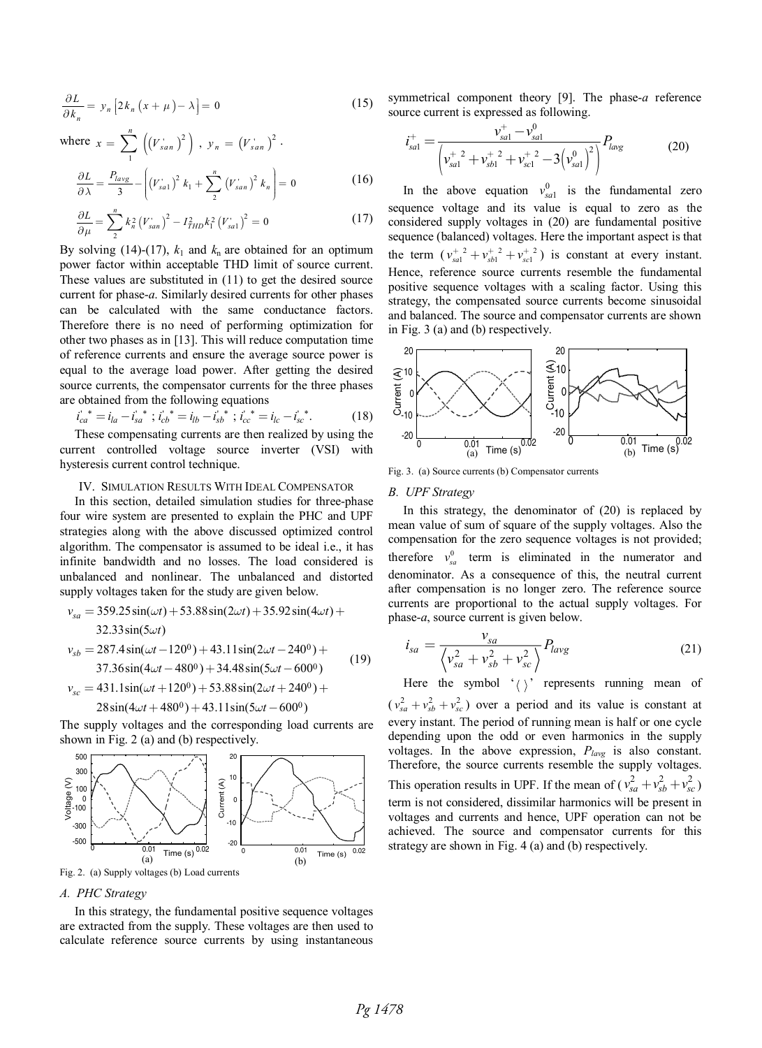$$\frac{\partial L}{\partial k_n} = y_n \left[2k_n\left(x+\mu\right) - \lambda\right] = 0 \tag{15}$$

where $x = \sum_{1}^{n} \left(\left(V'_{san}\right)^2\right)$ , $y_n = \left(V'_{san}\right)^2$ .

$$\frac{\partial L}{\partial \lambda} = \frac{P_{lavg}}{3} - \left(\left(V'_{sa1}\right)^2 k_1 + \sum_{2}^{n} \left(V'_{san}\right)^2 k_n\right) = 0 \tag{16}$$

$$\frac{\partial L}{\partial \mu} = \sum_{2}^{n} k_n^2 \left(V'_{san}\right)^2 - I_{THD}^2 k_1^2 \left(V'_{sa1}\right)^2 = 0 \tag{17}$$

By solving (14)-(17), $k_1$ and $k_n$ are obtained for an optimum power factor within acceptable THD limit of source current. These values are substituted in (11) to get the desired source current for phase-*a*. Similarly desired currents for other phases can be calculated with the same conductance factors. Therefore there is no need of performing optimization for other two phases as in [13]. This will reduce computation time of reference currents and ensure the average source power is equal to the average load power. After getting the desired source currents, the compensator currents for the three phases are obtained from the following equations

$$i'_{ca}{}^* = i_{la} - i'_{sa}{}^* \; ; i'_{cb}{}^* = i_{lb} - i'_{sb}{}^* \; ; i'_{cc}{}^* = i_{lc} - i'_{sc}{}^*. \tag{18}$$

These compensating currents are then realized by using the current controlled voltage source inverter (VSI) with hysteresis current control technique.

## IV. Simulation Results With Ideal Compensator

In this section, detailed simulation studies for three-phase four wire system are presented to explain the PHC and UPF strategies along with the above discussed optimized control algorithm. The compensator is assumed to be ideal i.e., it has infinite bandwidth and no losses. The load considered is unbalanced and nonlinear. The unbalanced and distorted supply voltages taken for the study are given below.

$$\begin{aligned}
v_{sa} &= 359.25\sin(\omega t) + 53.88\sin(2\omega t) + 35.92\sin(4\omega t) + \\
&\quad 32.33\sin(5\omega t) \\
v_{sb} &= 287.4\sin(\omega t - 120^0) + 43.11\sin(2\omega t - 240^0) + \\
&\quad 37.36\sin(4\omega t - 480^0) + 34.48\sin(5\omega t - 600^0) \\
v_{sc} &= 431.1\sin(\omega t + 120^0) + 53.88\sin(2\omega t + 240^0) + \\
&\quad 28\sin(4\omega t + 480^0) + 43.11\sin(5\omega t - 600^0)
\end{aligned} \tag{19}$$

The supply voltages and the corresponding load currents are shown in Fig. 2 (a) and (b) respectively.

Fig. 2. (a) Supply voltages (b) Load currents

### A. PHC Strategy

In this strategy, the fundamental positive sequence voltages are extracted from the supply. These voltages are then used to calculate reference source currents by using instantaneous symmetrical component theory [9]. The phase-*a* reference source current is expressed as following.

$$i^+_{sa1} = \frac{v^+_{sa1} - v^0_{sa1}}{\left(v^{+\,2}_{sa1} + v^{+\,2}_{sb1} + v^{+\,2}_{sc1} - 3\left(v^0_{sa1}\right)^2\right)} P_{lavg} \tag{20}$$

In the above equation $v^0_{sa1}$ is the fundamental zero sequence voltage and its value is equal to zero as the considered supply voltages in (20) are fundamental positive sequence (balanced) voltages. Here the important aspect is that the term $(v^{+\,2}_{sa1} + v^{+\,2}_{sb1} + v^{+\,2}_{sc1})$ is constant at every instant. Hence, reference source currents resemble the fundamental positive sequence voltages with a scaling factor. Using this strategy, the compensated source currents become sinusoidal and balanced. The source and compensator currents are shown in Fig. 3 (a) and (b) respectively.

Fig. 3. (a) Source currents (b) Compensator currents

### B. UPF Strategy

In this strategy, the denominator of (20) is replaced by mean value of sum of square of the supply voltages. Also the compensation for the zero sequence voltages is not provided; therefore $v^0_{sa}$ term is eliminated in the numerator and denominator. As a consequence of this, the neutral current after compensation is no longer zero. The reference source currents are proportional to the actual supply voltages. For phase-*a*, source current is given below.

$$i_{sa} = \frac{v_{sa}}{\left\langle v^2_{sa} + v^2_{sb} + v^2_{sc} \right\rangle} P_{lavg} \tag{21}$$

Here the symbol '$\langle\,\rangle$' represents running mean of $(v^2_{sa} + v^2_{sb} + v^2_{sc})$ over a period and its value is constant at every instant. The period of running mean is half or one cycle depending upon the odd or even harmonics in the supply voltages. In the above expression, $P_{lavg}$ is also constant. Therefore, the source currents resemble the supply voltages. This operation results in UPF. If the mean of $(v^2_{sa} + v^2_{sb} + v^2_{sc})$ term is not considered, dissimilar harmonics will be present in voltages and currents and hence, UPF operation can not be achieved. The source and compensator currents for this strategy are shown in Fig. 4 (a) and (b) respectively.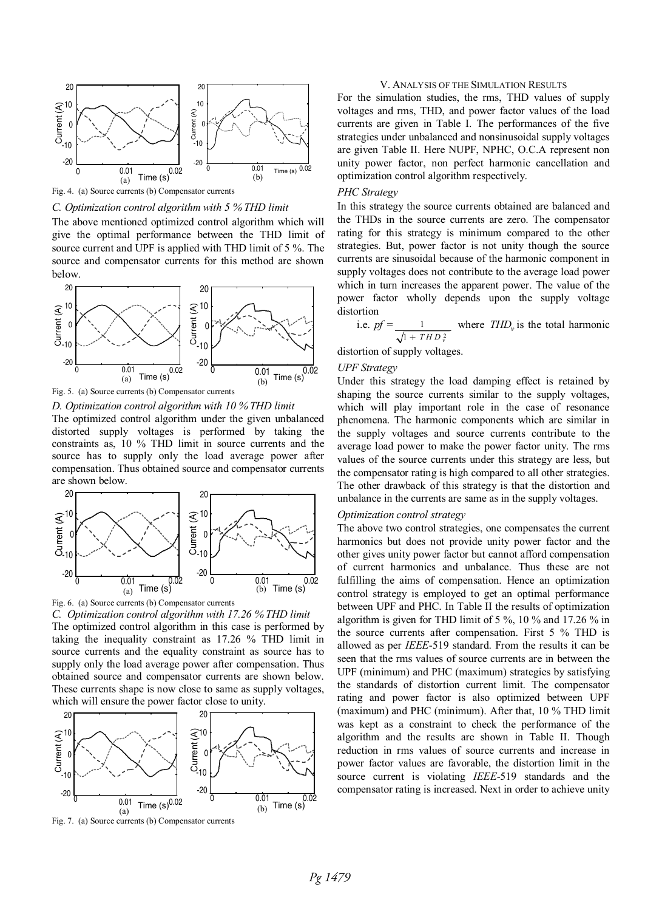20
10
0
-10
-20
Current (A)
0 0.01 0.02
Time (s)
(a)

20
10
0
-10
-20
Current (A)
0 0.01 0.02
Time (s)
(b)

Fig. 4. (a) Source currents (b) Compensator currents

### C. Optimization control algorithm with 5 % THD limit

The above mentioned optimized control algorithm which will give the optimal performance between the THD limit of source current and UPF is applied with THD limit of 5 %. The source and compensator currents for this method are shown below.

20
10
0
-10
-20
Current (A)
0 0.01 0.02
Time (s)
(a)

20
10
0
-10
-20
Current (A)
0 0.01 0.02
Time (s)
(b)

Fig. 5. (a) Source currents (b) Compensator currents

### D. Optimization control algorithm with 10 % THD limit

The optimized control algorithm under the given unbalanced distorted supply voltages is performed by taking the constraints as, 10 % THD limit in source currents and the source has to supply only the load average power after compensation. Thus obtained source and compensator currents are shown below.

20
10
0
-10
-20
Current (A)
0 0.01 0.02
Time (s)
(a)

20
10
0
-10
-20
Current (A)
0 0.01 0.02
Time (s)
(b)

Fig. 6. (a) Source currents (b) Compensator currents

### C. Optimization control algorithm with 17.26 % THD limit

The optimized control algorithm in this case is performed by taking the inequality constraint as 17.26 % THD limit in source currents and the equality constraint as source has to supply only the load average power after compensation. Thus obtained source and compensator currents are shown below. These currents shape is now close to same as supply voltages, which will ensure the power factor close to unity.

20
10
0
-10
-20
Current (A)
0 0.01 0.02
Time (s)
(a)

20
10
0
-10
-20
Current (A)
0 0.01 0.02
Time (s)
(b)

Fig. 7. (a) Source currents (b) Compensator currents

## V. Analysis of the Simulation Results

For the simulation studies, the rms, THD values of supply voltages and rms, THD, and power factor values of the load currents are given in Table I. The performances of the five strategies under unbalanced and nonsinusoidal supply voltages are given Table II. Here NUPF, NPHC, O.C.A represent non unity power factor, non perfect harmonic cancellation and optimization control algorithm respectively.

### PHC Strategy

In this strategy the source currents obtained are balanced and the THDs in the source currents are zero. The compensator rating for this strategy is minimum compared to the other strategies. But, power factor is not unity though the source currents are sinusoidal because of the harmonic component in supply voltages does not contribute to the average load power which in turn increases the apparent power. The value of the power factor wholly depends upon the supply voltage distortion

i.e. $pf = \frac{1}{\sqrt{1 + THD_v^2}}$ where $THD_v$ is the total harmonic distortion of supply voltages.

### UPF Strategy

Under this strategy the load damping effect is retained by shaping the source currents similar to the supply voltages, which will play important role in the case of resonance phenomena. The harmonic components which are similar in the supply voltages and source currents contribute to the average load power to make the power factor unity. The rms values of the source currents under this strategy are less, but the compensator rating is high compared to all other strategies. The other drawback of this strategy is that the distortion and unbalance in the currents are same as in the supply voltages.

### Optimization control strategy

The above two control strategies, one compensates the current harmonics but does not provide unity power factor and the other gives unity power factor but cannot afford compensation of current harmonics and unbalance. Thus these are not fulfilling the aims of compensation. Hence an optimization control strategy is employed to get an optimal performance between UPF and PHC. In Table II the results of optimization algorithm is given for THD limit of 5 %, 10 % and 17.26 % in the source currents after compensation. First 5 % THD is allowed as per *IEEE*-519 standard. From the results it can be seen that the rms values of source currents are in between the UPF (minimum) and PHC (maximum) strategies by satisfying the standards of distortion current limit. The compensator rating and power factor is also optimized between UPF (maximum) and PHC (minimum). After that, 10 % THD limit was kept as a constraint to check the performance of the algorithm and the results are shown in Table II. Though reduction in rms values of source currents and increase in power factor values are favorable, the distortion limit in the source current is violating *IEEE*-519 standards and the compensator rating is increased. Next in order to achieve unity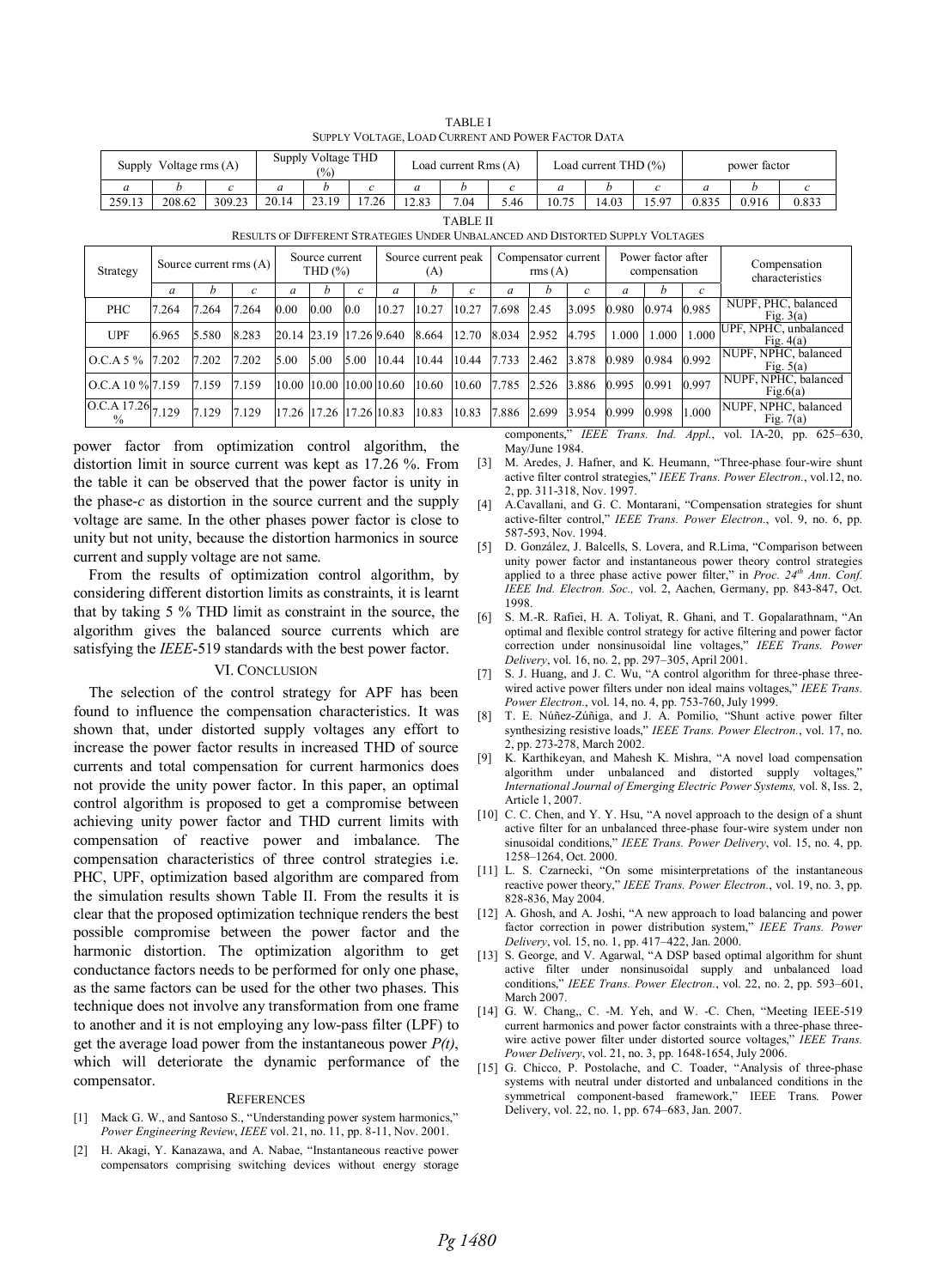TABLE I
SUPPLY VOLTAGE, LOAD CURRENT AND POWER FACTOR DATA

| Supply Voltage rms (A) | | | Supply Voltage THD (%) | | | Load current Rms (A) | | | Load current THD (%) | | | power factor | | |
|---|---|---|---|---|---|---|---|---|---|---|---|---|---|---|
| *a* | *b* | *c* | *a* | *b* | *c* | *a* | *b* | *c* | *a* | *b* | *c* | *a* | *b* | *c* |
| 259.13 | 208.62 | 309.23 | 20.14 | 23.19 | 17.26 | 12.83 | 7.04 | 5.46 | 10.75 | 14.03 | 15.97 | 0.835 | 0.916 | 0.833 |

TABLE II
RESULTS OF DIFFERENT STRATEGIES UNDER UNBALANCED AND DISTORTED SUPPLY VOLTAGES

| Strategy | Source current rms (A) | | | Source current THD (%) | | | Source current peak (A) | | | Compensator current rms (A) | | | Power factor after compensation | | | Compensation characteristics |
|---|---|---|---|---|---|---|---|---|---|---|---|---|---|---|---|---|
| | *a* | *b* | *c* | *a* | *b* | *c* | *a* | *b* | *c* | *a* | *b* | *c* | *a* | *b* | *c* | |
| PHC | 7.264 | 7.264 | 7.264 | 0.00 | 0.00 | 0.0 | 10.27 | 10.27 | 10.27 | 7.698 | 2.45 | 3.095 | 0.980 | 0.974 | 0.985 | NUPF, PHC, balanced Fig. 3(a) |
| UPF | 6.965 | 5.580 | 8.283 | 20.14 | 23.19 | 17.26 | 9.640 | 8.664 | 12.70 | 8.034 | 2.952 | 4.795 | 1.000 | 1.000 | 1.000 | UPF, NPHC, unbalanced Fig. 4(a) |
| O.C.A 5 % | 7.202 | 7.202 | 7.202 | 5.00 | 5.00 | 5.00 | 10.44 | 10.44 | 10.44 | 7.733 | 2.462 | 3.878 | 0.989 | 0.984 | 0.992 | NUPF, NPHC, balanced Fig. 5(a) |
| O.C.A 10 % | 7.159 | 7.159 | 7.159 | 10.00 | 10.00 | 10.00 | 10.60 | 10.60 | 10.60 | 7.785 | 2.526 | 3.886 | 0.995 | 0.991 | 0.997 | NUPF, NPHC, balanced Fig.6(a) |
| O.C.A 17.26 % | 7.129 | 7.129 | 7.129 | 17.26 | 17.26 | 17.26 | 10.83 | 10.83 | 10.83 | 7.886 | 2.699 | 3.954 | 0.999 | 0.998 | 1.000 | NUPF, NPHC, balanced Fig. 7(a) |

power factor from optimization control algorithm, the distortion limit in source current was kept as 17.26 %. From the table it can be observed that the power factor is unity in the phase-*c* as distortion in the source current and the supply voltage are same. In the other phases power factor is close to unity but not unity, because the distortion harmonics in source current and supply voltage are not same.

From the results of optimization control algorithm, by considering different distortion limits as constraints, it is learnt that by taking 5 % THD limit as constraint in the source, the algorithm gives the balanced source currents which are satisfying the *IEEE*-519 standards with the best power factor.

## VI. CONCLUSION

The selection of the control strategy for APF has been found to influence the compensation characteristics. It was shown that, under distorted supply voltages any effort to increase the power factor results in increased THD of source currents and total compensation for current harmonics does not provide the unity power factor. In this paper, an optimal control algorithm is proposed to get a compromise between achieving unity power factor and THD current limits with compensation of reactive power and imbalance. The compensation characteristics of three control strategies i.e. PHC, UPF, optimization based algorithm are compared from the simulation results shown Table II. From the results it is clear that the proposed optimization technique renders the best possible compromise between the power factor and the harmonic distortion. The optimization algorithm to get conductance factors needs to be performed for only one phase, as the same factors can be used for the other two phases. This technique does not involve any transformation from one frame to another and it is not employing any low-pass filter (LPF) to get the average load power from the instantaneous power $P(t)$, which will deteriorate the dynamic performance of the compensator.

## REFERENCES

[1] Mack G. W., and Santoso S., "Understanding power system harmonics," *Power Engineering Review*, *IEEE* vol. 21, no. 11, pp. 8-11, Nov. 2001.

[2] H. Akagi, Y. Kanazawa, and A. Nabae, "Instantaneous reactive power compensators comprising switching devices without energy storage components," *IEEE Trans. Ind. Appl.*, vol. IA-20, pp. 625–630, May/June 1984.

[3] M. Aredes, J. Hafner, and K. Heumann, "Three-phase four-wire shunt active filter control strategies," *IEEE Trans. Power Electron.*, vol.12, no. 2, pp. 311-318, Nov. 1997.

[4] A.Cavallani, and G. C. Montarani, "Compensation strategies for shunt active-filter control," *IEEE Trans. Power Electron.*, vol. 9, no. 6, pp. 587-593, Nov. 1994.

[5] D. González, J. Balcells, S. Lovera, and R.Lima, "Comparison between unity power factor and instantaneous power theory control strategies applied to a three phase active power filter," in *Proc. 24th Ann. Conf. IEEE Ind. Electron. Soc.,* vol. 2, Aachen, Germany, pp. 843-847, Oct. 1998.

[6] S. M.-R. Rafiei, H. A. Toliyat, R. Ghani, and T. Gopalarathnam, "An optimal and flexible control strategy for active filtering and power factor correction under nonsinusoidal line voltages," *IEEE Trans. Power Delivery*, vol. 16, no. 2, pp. 297–305, April 2001.

[7] S. J. Huang, and J. C. Wu, "A control algorithm for three-phase three-wired active power filters under non ideal mains voltages," *IEEE Trans. Power Electron.*, vol. 14, no. 4, pp. 753-760, July 1999.

[8] T. E. Núñez-Zúñiga, and J. A. Pomilio, "Shunt active power filter synthesizing resistive loads," *IEEE Trans. Power Electron.*, vol. 17, no. 2, pp. 273-278, March 2002.

[9] K. Karthikeyan, and Mahesh K. Mishra, "A novel load compensation algorithm under unbalanced and distorted supply voltages," *International Journal of Emerging Electric Power Systems,* vol. 8, Iss. 2, Article 1, 2007.

[10] C. C. Chen, and Y. Y. Hsu, "A novel approach to the design of a shunt active filter for an unbalanced three-phase four-wire system under non sinusoidal conditions," *IEEE Trans. Power Delivery*, vol. 15, no. 4, pp. 1258–1264, Oct. 2000.

[11] L. S. Czarnecki, "On some misinterpretations of the instantaneous reactive power theory," *IEEE Trans. Power Electron.*, vol. 19, no. 3, pp. 828-836, May 2004.

[12] A. Ghosh, and A. Joshi, "A new approach to load balancing and power factor correction in power distribution system," *IEEE Trans. Power Delivery*, vol. 15, no. 1, pp. 417–422, Jan. 2000.

[13] S. George, and V. Agarwal, "A DSP based optimal algorithm for shunt active filter under nonsinusoidal supply and unbalanced load conditions," *IEEE Trans. Power Electron.*, vol. 22, no. 2, pp. 593–601, March 2007.

[14] G. W. Chang,, C. -M. Yeh, and W. -C. Chen, "Meeting IEEE-519 current harmonics and power factor constraints with a three-phase three-wire active power filter under distorted source voltages," *IEEE Trans. Power Delivery*, vol. 21, no. 3, pp. 1648-1654, July 2006.

[15] G. Chicco, P. Postolache, and C. Toader, "Analysis of three-phase systems with neutral under distorted and unbalanced conditions in the symmetrical component-based framework," IEEE Trans. Power Delivery, vol. 22, no. 1, pp. 674–683, Jan. 2007.